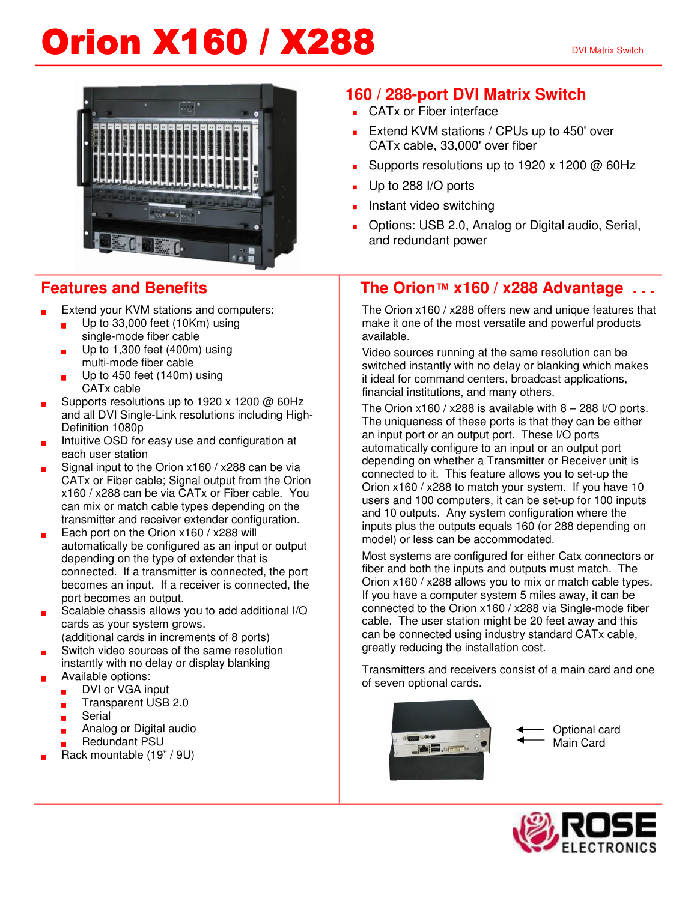# Orion X160 / X288

DVI Matrix Switch

## 160 / 288-port DVI Matrix Switch

- CATx or Fiber interface
- Extend KVM stations / CPUs up to 450' over CATx cable, 33,000' over fiber
- Supports resolutions up to 1920 x 1200 @ 60Hz
- Up to 288 I/O ports
- Instant video switching
- Options: USB 2.0, Analog or Digital audio, Serial, and redundant power

## Features and Benefits

- Extend your KVM stations and computers:
  - Up to 33,000 feet (10Km) using single-mode fiber cable
  - Up to 1,300 feet (400m) using multi-mode fiber cable
  - Up to 450 feet (140m) using CATx cable
- Supports resolutions up to 1920 x 1200 @ 60Hz and all DVI Single-Link resolutions including High-Definition 1080p
- Intuitive OSD for easy use and configuration at each user station
- Signal input to the Orion x160 / x288 can be via CATx or Fiber cable; Signal output from the Orion x160 / x288 can be via CATx or Fiber cable. You can mix or match cable types depending on the transmitter and receiver extender configuration.
- Each port on the Orion x160 / x288 will automatically be configured as an input or output depending on the type of extender that is connected. If a transmitter is connected, the port becomes an input. If a receiver is connected, the port becomes an output.
- Scalable chassis allows you to add additional I/O cards as your system grows. (additional cards in increments of 8 ports)
- Switch video sources of the same resolution instantly with no delay or display blanking
- Available options:
  - DVI or VGA input
  - Transparent USB 2.0
  - Serial
  - Analog or Digital audio
  - Redundant PSU
- Rack mountable (19" / 9U)

## The Orion™ x160 / x288 Advantage . . .

The Orion x160 / x288 offers new and unique features that make it one of the most versatile and powerful products available.

Video sources running at the same resolution can be switched instantly with no delay or blanking which makes it ideal for command centers, broadcast applications, financial institutions, and many others.

The Orion x160 / x288 is available with 8 – 288 I/O ports. The uniqueness of these ports is that they can be either an input port or an output port. These I/O ports automatically configure to an input or an output port depending on whether a Transmitter or Receiver unit is connected to it. This feature allows you to set-up the Orion x160 / x288 to match your system. If you have 10 users and 100 computers, it can be set-up for 100 inputs and 10 outputs. Any system configuration where the inputs plus the outputs equals 160 (or 288 depending on model) or less can be accommodated.

Most systems are configured for either Catx connectors or fiber and both the inputs and outputs must match. The Orion x160 / x288 allows you to mix or match cable types. If you have a computer system 5 miles away, it can be connected to the Orion x160 / x288 via Single-mode fiber cable. The user station might be 20 feet away and this can be connected using industry standard CATx cable, greatly reducing the installation cost.

Transmitters and receivers consist of a main card and one of seven optional cards.

Optional card
Main Card

ROSE ELECTRONICS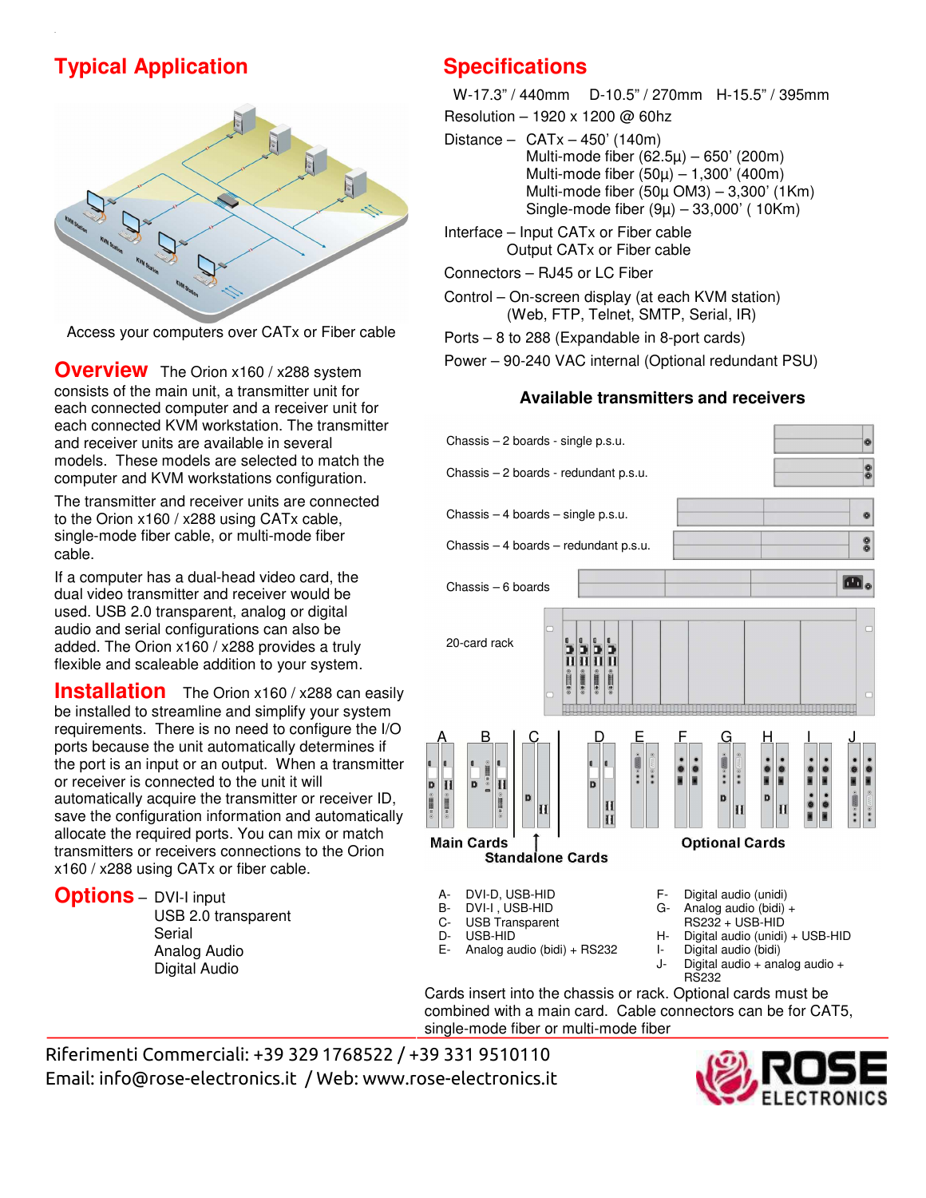## Typical Application

Access your computers over CATx or Fiber cable

## Overview

The Orion x160 / x288 system consists of the main unit, a transmitter unit for each connected computer and a receiver unit for each connected KVM workstation. The transmitter and receiver units are available in several models. These models are selected to match the computer and KVM workstations configuration.

The transmitter and receiver units are connected to the Orion x160 / x288 using CATx cable, single-mode fiber cable, or multi-mode fiber cable.

If a computer has a dual-head video card, the dual video transmitter and receiver would be used. USB 2.0 transparent, analog or digital audio and serial configurations can also be added. The Orion x160 / x288 provides a truly flexible and scaleable addition to your system.

## Installation

The Orion x160 / x288 can easily be installed to streamline and simplify your system requirements. There is no need to configure the I/O ports because the unit automatically determines if the port is an input or an output. When a transmitter or receiver is connected to the unit it will automatically acquire the transmitter or receiver ID, save the configuration information and automatically allocate the required ports. You can mix or match transmitters or receivers connections to the Orion x160 / x288 using CATx or fiber cable.

## Options

– DVI-I input
USB 2.0 transparent
Serial
Analog Audio
Digital Audio

## Specifications

W-17.3" / 440mm D-10.5" / 270mm H-15.5" / 395mm

Resolution – 1920 x 1200 @ 60hz

Distance – CATx – 450' (140m)
Multi-mode fiber (62.5µ) – 650' (200m)
Multi-mode fiber (50µ) – 1,300' (400m)
Multi-mode fiber (50µ OM3) – 3,300' (1Km)
Single-mode fiber (9µ) – 33,000' ( 10Km)

Interface – Input CATx or Fiber cable
Output CATx or Fiber cable

Connectors – RJ45 or LC Fiber

Control – On-screen display (at each KVM station)
(Web, FTP, Telnet, SMTP, Serial, IR)

Ports – 8 to 288 (Expandable in 8-port cards)

Power – 90-240 VAC internal (Optional redundant PSU)

### Available transmitters and receivers

Chassis – 2 boards - single p.s.u.

Chassis – 2 boards - redundant p.s.u.

Chassis – 4 boards – single p.s.u.

Chassis – 4 boards – redundant p.s.u.

Chassis – 6 boards

20-card rack

A B C D E F G H I J

Main Cards

Standalone Cards

Optional Cards

A- DVI-D, USB-HID
B- DVI-I , USB-HID
C- USB Transparent
D- USB-HID
E- Analog audio (bidi) + RS232
F- Digital audio (unidi)
G- Analog audio (bidi) + RS232 + USB-HID
H- Digital audio (unidi) + USB-HID
I- Digital audio (bidi)
J- Digital audio + analog audio + RS232

Cards insert into the chassis or rack. Optional cards must be combined with a main card. Cable connectors can be for CAT5, single-mode fiber or multi-mode fiber

Riferimenti Commerciali: +39 329 1768522 / +39 331 9510110
Email: info@rose-electronics.it / Web: www.rose-electronics.it

ROSE ELECTRONICS